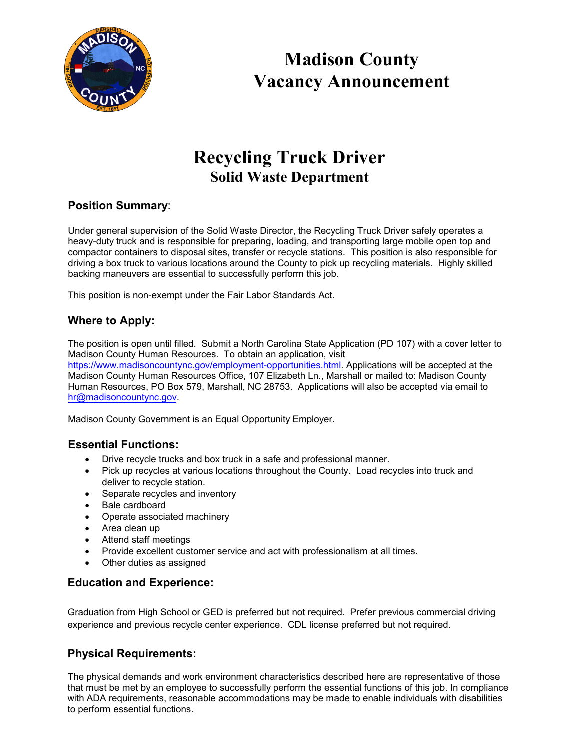# Madison County
# Vacancy Announcement

# Recycling Truck Driver
## Solid Waste Department

### Position Summary:

Under general supervision of the Solid Waste Director, the Recycling Truck Driver safely operates a heavy-duty truck and is responsible for preparing, loading, and transporting large mobile open top and compactor containers to disposal sites, transfer or recycle stations. This position is also responsible for driving a box truck to various locations around the County to pick up recycling materials. Highly skilled backing maneuvers are essential to successfully perform this job.

This position is non-exempt under the Fair Labor Standards Act.

### Where to Apply:

The position is open until filled. Submit a North Carolina State Application (PD 107) with a cover letter to Madison County Human Resources. To obtain an application, visit https://www.madisoncountync.gov/employment-opportunities.html. Applications will be accepted at the Madison County Human Resources Office, 107 Elizabeth Ln., Marshall or mailed to: Madison County Human Resources, PO Box 579, Marshall, NC 28753. Applications will also be accepted via email to hr@madisoncountync.gov.

Madison County Government is an Equal Opportunity Employer.

### Essential Functions:

- Drive recycle trucks and box truck in a safe and professional manner.
- Pick up recycles at various locations throughout the County. Load recycles into truck and deliver to recycle station.
- Separate recycles and inventory
- Bale cardboard
- Operate associated machinery
- Area clean up
- Attend staff meetings
- Provide excellent customer service and act with professionalism at all times.
- Other duties as assigned

### Education and Experience:

Graduation from High School or GED is preferred but not required. Prefer previous commercial driving experience and previous recycle center experience. CDL license preferred but not required.

### Physical Requirements:

The physical demands and work environment characteristics described here are representative of those that must be met by an employee to successfully perform the essential functions of this job. In compliance with ADA requirements, reasonable accommodations may be made to enable individuals with disabilities to perform essential functions.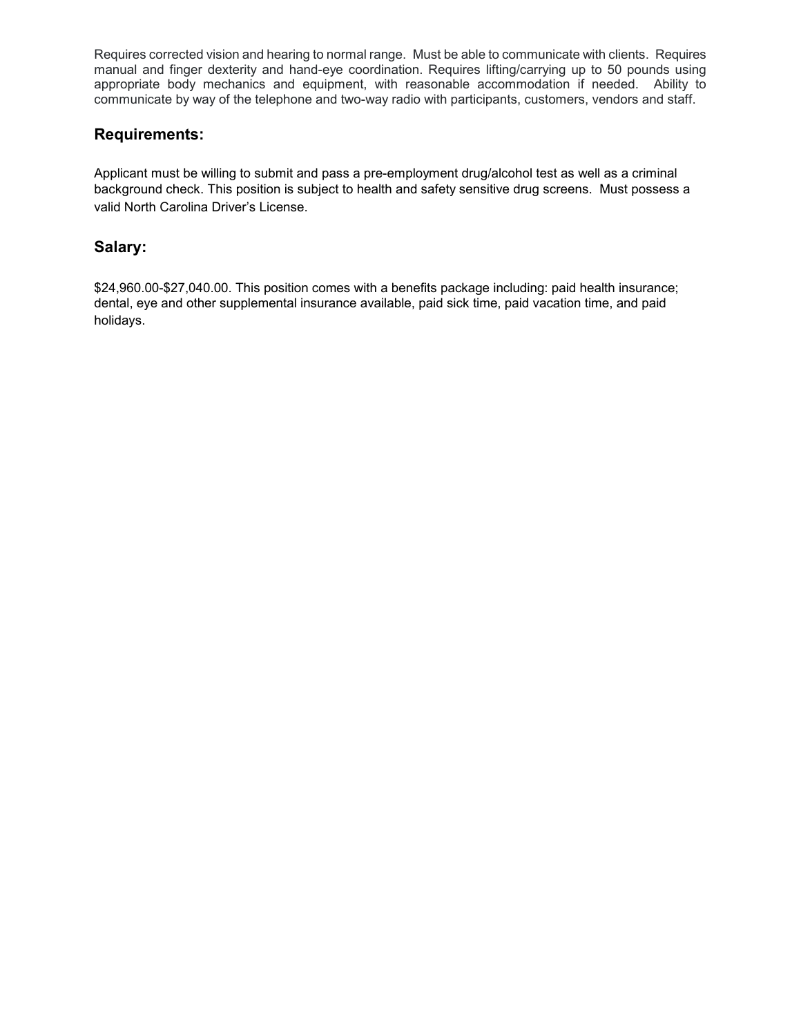Requires corrected vision and hearing to normal range. Must be able to communicate with clients. Requires manual and finger dexterity and hand-eye coordination. Requires lifting/carrying up to 50 pounds using appropriate body mechanics and equipment, with reasonable accommodation if needed. Ability to communicate by way of the telephone and two-way radio with participants, customers, vendors and staff.

## Requirements:

Applicant must be willing to submit and pass a pre-employment drug/alcohol test as well as a criminal background check. This position is subject to health and safety sensitive drug screens. Must possess a valid North Carolina Driver's License.

## Salary:

$24,960.00-$27,040.00. This position comes with a benefits package including: paid health insurance; dental, eye and other supplemental insurance available, paid sick time, paid vacation time, and paid holidays.